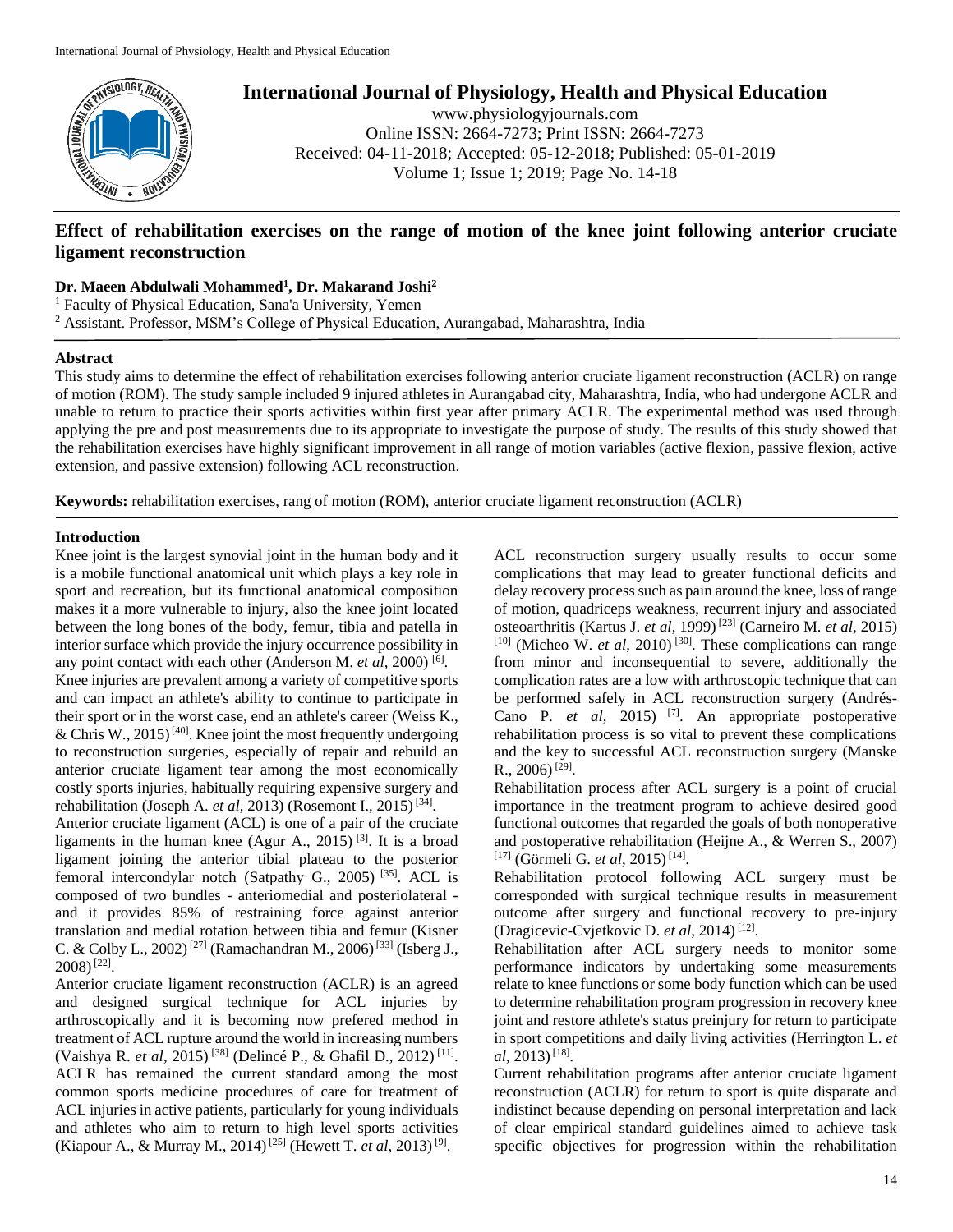# International Journal of Physiology, Health and Physical Education

www.physiologyjournals.com
Online ISSN: 2664-7273; Print ISSN: 2664-7273
Received: 04-11-2018; Accepted: 05-12-2018; Published: 05-01-2019
Volume 1; Issue 1; 2019; Page No. 14-18

## Effect of rehabilitation exercises on the range of motion of the knee joint following anterior cruciate ligament reconstruction

**Dr. Maeen Abdulwali Mohammed[1], Dr. Makarand Joshi[2]**

[1] Faculty of Physical Education, Sana'a University, Yemen
[2] Assistant. Professor, MSM's College of Physical Education, Aurangabad, Maharashtra, India

### Abstract

This study aims to determine the effect of rehabilitation exercises following anterior cruciate ligament reconstruction (ACLR) on range of motion (ROM). The study sample included 9 injured athletes in Aurangabad city, Maharashtra, India, who had undergone ACLR and unable to return to practice their sports activities within first year after primary ACLR. The experimental method was used through applying the pre and post measurements due to its appropriate to investigate the purpose of study. The results of this study showed that the rehabilitation exercises have highly significant improvement in all range of motion variables (active flexion, passive flexion, active extension, and passive extension) following ACL reconstruction.

**Keywords:** rehabilitation exercises, rang of motion (ROM), anterior cruciate ligament reconstruction (ACLR)

### Introduction

Knee joint is the largest synovial joint in the human body and it is a mobile functional anatomical unit which plays a key role in sport and recreation, but its functional anatomical composition makes it a more vulnerable to injury, also the knee joint located between the long bones of the body, femur, tibia and patella in interior surface which provide the injury occurrence possibility in any point contact with each other (Anderson M. *et al*, 2000) [6].

Knee injuries are prevalent among a variety of competitive sports and can impact an athlete's ability to continue to participate in their sport or in the worst case, end an athlete's career (Weiss K., & Chris W., 2015) [40]. Knee joint the most frequently undergoing to reconstruction surgeries, especially of repair and rebuild an anterior cruciate ligament tear among the most economically costly sports injuries, habitually requiring expensive surgery and rehabilitation (Joseph A. *et al*, 2013) (Rosemont I., 2015) [34].

Anterior cruciate ligament (ACL) is one of a pair of the cruciate ligaments in the human knee (Agur A., 2015) [3]. It is a broad ligament joining the anterior tibial plateau to the posterior femoral intercondylar notch (Satpathy G., 2005) [35]. ACL is composed of two bundles - anteriomedial and posteriolateral - and it provides 85% of restraining force against anterior translation and medial rotation between tibia and femur (Kisner C. & Colby L., 2002) [27] (Ramachandran M., 2006) [33] (Isberg J., 2008) [22].

Anterior cruciate ligament reconstruction (ACLR) is an agreed and designed surgical technique for ACL injuries by arthroscopically and it is becoming now prefered method in treatment of ACL rupture around the world in increasing numbers (Vaishya R. *et al*, 2015) [38] (Delincé P., & Ghafil D., 2012) [11]. ACLR has remained the current standard among the most common sports medicine procedures of care for treatment of ACL injuries in active patients, particularly for young individuals and athletes who aim to return to high level sports activities (Kiapour A., & Murray M., 2014) [25] (Hewett T. *et al*, 2013) [9].

ACL reconstruction surgery usually results to occur some complications that may lead to greater functional deficits and delay recovery process such as pain around the knee, loss of range of motion, quadriceps weakness, recurrent injury and associated osteoarthritis (Kartus J. *et al*, 1999) [23] (Carneiro M. *et al*, 2015) [10] (Micheo W. *et al*, 2010) [30]. These complications can range from minor and inconsequential to severe, additionally the complication rates are a low with arthroscopic technique that can be performed safely in ACL reconstruction surgery (Andrés-Cano P. *et al*, 2015) [7]. An appropriate postoperative rehabilitation process is so vital to prevent these complications and the key to successful ACL reconstruction surgery (Manske R., 2006) [29].

Rehabilitation process after ACL surgery is a point of crucial importance in the treatment program to achieve desired good functional outcomes that regarded the goals of both nonoperative and postoperative rehabilitation (Heijne A., & Werren S., 2007) [17] (Görmeli G. *et al*, 2015) [14].

Rehabilitation protocol following ACL surgery must be corresponded with surgical technique results in measurement outcome after surgery and functional recovery to pre-injury (Dragicevic-Cvjetkovic D. *et al*, 2014) [12].

Rehabilitation after ACL surgery needs to monitor some performance indicators by undertaking some measurements relate to knee functions or some body function which can be used to determine rehabilitation program progression in recovery knee joint and restore athlete's status preinjury for return to participate in sport competitions and daily living activities (Herrington L. *et al*, 2013) [18].

Current rehabilitation programs after anterior cruciate ligament reconstruction (ACLR) for return to sport is quite disparate and indistinct because depending on personal interpretation and lack of clear empirical standard guidelines aimed to achieve task specific objectives for progression within the rehabilitation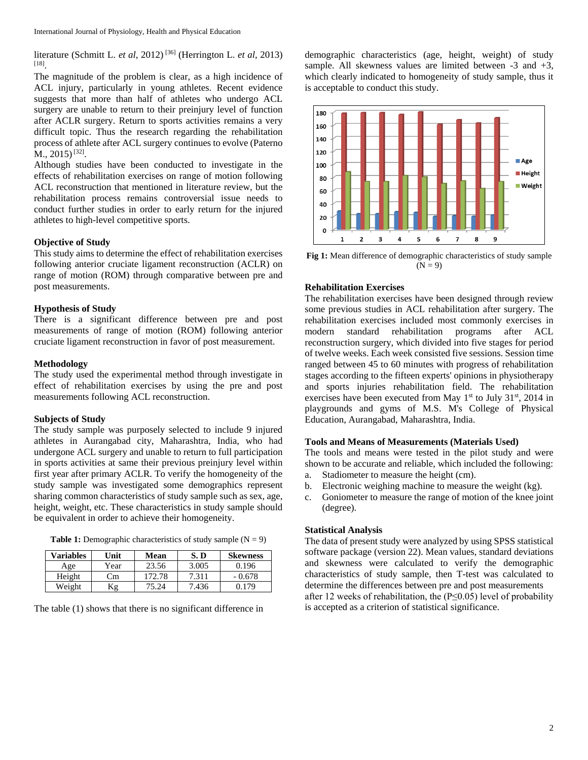literature (Schmitt L. *et al*, 2012) [36] (Herrington L. *et al*, 2013) [18].

The magnitude of the problem is clear, as a high incidence of ACL injury, particularly in young athletes. Recent evidence suggests that more than half of athletes who undergo ACL surgery are unable to return to their preinjury level of function after ACLR surgery. Return to sports activities remains a very difficult topic. Thus the research regarding the rehabilitation process of athlete after ACL surgery continues to evolve (Paterno M., 2015) [32].

Although studies have been conducted to investigate in the effects of rehabilitation exercises on range of motion following ACL reconstruction that mentioned in literature review, but the rehabilitation process remains controversial issue needs to conduct further studies in order to early return for the injured athletes to high-level competitive sports.

### Objective of Study

This study aims to determine the effect of rehabilitation exercises following anterior cruciate ligament reconstruction (ACLR) on range of motion (ROM) through comparative between pre and post measurements.

### Hypothesis of Study

There is a significant difference between pre and post measurements of range of motion (ROM) following anterior cruciate ligament reconstruction in favor of post measurement.

### Methodology

The study used the experimental method through investigate in effect of rehabilitation exercises by using the pre and post measurements following ACL reconstruction.

### Subjects of Study

The study sample was purposely selected to include 9 injured athletes in Aurangabad city, Maharashtra, India, who had undergone ACL surgery and unable to return to full participation in sports activities at same their previous preinjury level within first year after primary ACLR. To verify the homogeneity of the study sample was investigated some demographics represent sharing common characteristics of study sample such as sex, age, height, weight, etc. These characteristics in study sample should be equivalent in order to achieve their homogeneity.

**Table 1:** Demographic characteristics of study sample (N = 9)

| Variables | Unit | Mean | S. D | Skewness |
|---|---|---|---|---|
| Age | Year | 23.56 | 3.005 | 0.196 |
| Height | Cm | 172.78 | 7.311 | - 0.678 |
| Weight | Kg | 75.24 | 7.436 | 0.179 |

The table (1) shows that there is no significant difference in demographic characteristics (age, height, weight) of study sample. All skewness values are limited between -3 and +3, which clearly indicated to homogeneity of study sample, thus it is acceptable to conduct this study.

180
160
140
120
100
80
60
40
20
0
1 2 3 4 5 6 7 8 9
Age
Height
Weight

**Fig 1:** Mean difference of demographic characteristics of study sample (N = 9)

### Rehabilitation Exercises

The rehabilitation exercises have been designed through review some previous studies in ACL rehabilitation after surgery. The rehabilitation exercises included most commonly exercises in modern standard rehabilitation programs after ACL reconstruction surgery, which divided into five stages for period of twelve weeks. Each week consisted five sessions. Session time ranged between 45 to 60 minutes with progress of rehabilitation stages according to the fifteen experts' opinions in physiotherapy and sports injuries rehabilitation field. The rehabilitation exercises have been executed from May 1st to July 31st, 2014 in playgrounds and gyms of M.S. M's College of Physical Education, Aurangabad, Maharashtra, India.

### Tools and Means of Measurements (Materials Used)

The tools and means were tested in the pilot study and were shown to be accurate and reliable, which included the following:

a. Stadiometer to measure the height (cm).
b. Electronic weighing machine to measure the weight (kg).
c. Goniometer to measure the range of motion of the knee joint (degree).

### Statistical Analysis

The data of present study were analyzed by using SPSS statistical software package (version 22). Mean values, standard deviations and skewness were calculated to verify the demographic characteristics of study sample, then T-test was calculated to determine the differences between pre and post measurements after 12 weeks of rehabilitation, the ($P \leq 0.05$) level of probability is accepted as a criterion of statistical significance.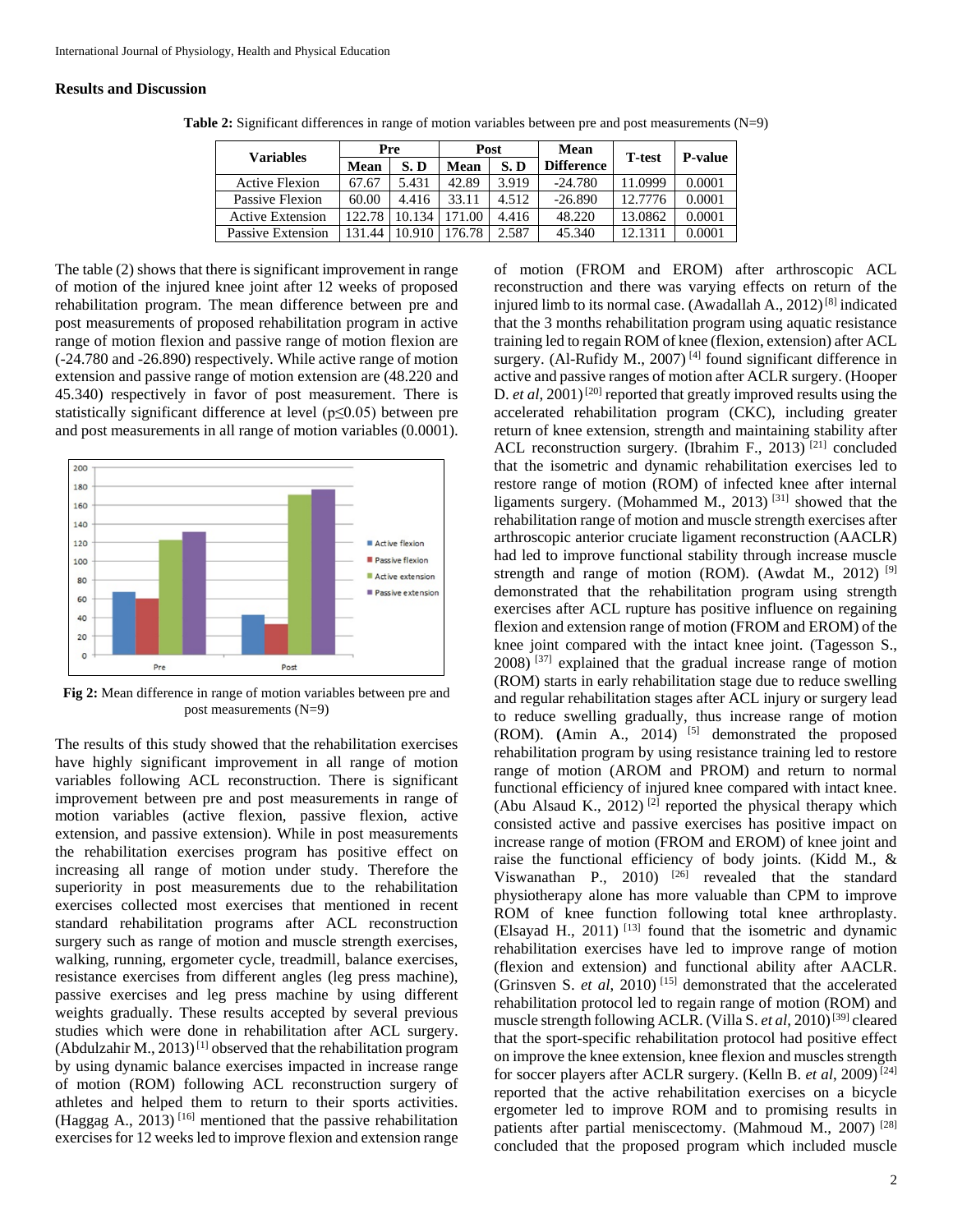## Results and Discussion

**Table 2:** Significant differences in range of motion variables between pre and post measurements (N=9)

| Variables | Pre | | Post | | Mean Difference | T-test | P-value |
|---|---|---|---|---|---|---|---|
| | Mean | S. D | Mean | S. D | | | |
| Active Flexion | 67.67 | 5.431 | 42.89 | 3.919 | -24.780 | 11.0999 | 0.0001 |
| Passive Flexion | 60.00 | 4.416 | 33.11 | 4.512 | -26.890 | 12.7776 | 0.0001 |
| Active Extension | 122.78 | 10.134 | 171.00 | 4.416 | 48.220 | 13.0862 | 0.0001 |
| Passive Extension | 131.44 | 10.910 | 176.78 | 2.587 | 45.340 | 12.1311 | 0.0001 |

The table (2) shows that there is significant improvement in range of motion of the injured knee joint after 12 weeks of proposed rehabilitation program. The mean difference between pre and post measurements of proposed rehabilitation program in active range of motion flexion and passive range of motion flexion are (-24.780 and -26.890) respectively. While active range of motion extension and passive range of motion extension are (48.220 and 45.340) respectively in favor of post measurement. There is statistically significant difference at level ($p \leq 0.05$) between pre and post measurements in all range of motion variables (0.0001).

**Fig 2:** Mean difference in range of motion variables between pre and post measurements (N=9)

The results of this study showed that the rehabilitation exercises have highly significant improvement in all range of motion variables following ACL reconstruction. There is significant improvement between pre and post measurements in range of motion variables (active flexion, passive flexion, active extension, and passive extension). While in post measurements the rehabilitation exercises program has positive effect on increasing all range of motion under study. Therefore the superiority in post measurements due to the rehabilitation exercises collected most exercises that mentioned in recent standard rehabilitation programs after ACL reconstruction surgery such as range of motion and muscle strength exercises, walking, running, ergometer cycle, treadmill, balance exercises, resistance exercises from different angles (leg press machine), passive exercises and leg press machine by using different weights gradually. These results accepted by several previous studies which were done in rehabilitation after ACL surgery. (Abdulzahir M., 2013) [1] observed that the rehabilitation program by using dynamic balance exercises impacted in increase range of motion (ROM) following ACL reconstruction surgery of athletes and helped them to return to their sports activities. (Haggag A., 2013) [16] mentioned that the passive rehabilitation exercises for 12 weeks led to improve flexion and extension range of motion (FROM and EROM) after arthroscopic ACL reconstruction and there was varying effects on return of the injured limb to its normal case. (Awadallah A., 2012) [8] indicated that the 3 months rehabilitation program using aquatic resistance training led to regain ROM of knee (flexion, extension) after ACL surgery. (Al-Rufidy M., 2007) [4] found significant difference in active and passive ranges of motion after ACLR surgery. (Hooper D. *et al*, 2001) [20] reported that greatly improved results using the accelerated rehabilitation program (CKC), including greater return of knee extension, strength and maintaining stability after ACL reconstruction surgery. (Ibrahim F., 2013) [21] concluded that the isometric and dynamic rehabilitation exercises led to restore range of motion (ROM) of infected knee after internal ligaments surgery. (Mohammed M., 2013) [31] showed that the rehabilitation range of motion and muscle strength exercises after arthroscopic anterior cruciate ligament reconstruction (AACLR) had led to improve functional stability through increase muscle strength and range of motion (ROM). (Awdat M., 2012) [9] demonstrated that the rehabilitation program using strength exercises after ACL rupture has positive influence on regaining flexion and extension range of motion (FROM and EROM) of the knee joint compared with the intact knee joint. (Tagesson S., 2008) [37] explained that the gradual increase range of motion (ROM) starts in early rehabilitation stage due to reduce swelling and regular rehabilitation stages after ACL injury or surgery lead to reduce swelling gradually, thus increase range of motion (ROM). **(**Amin A., 2014) [5] demonstrated the proposed rehabilitation program by using resistance training led to restore range of motion (AROM and PROM) and return to normal functional efficiency of injured knee compared with intact knee. (Abu Alsaud K., 2012) [2] reported the physical therapy which consisted active and passive exercises has positive impact on increase range of motion (FROM and EROM) of knee joint and raise the functional efficiency of body joints. (Kidd M., & Viswanathan P., 2010) [26] revealed that the standard physiotherapy alone has more valuable than CPM to improve ROM of knee function following total knee arthroplasty. (Elsayad H., 2011) [13] found that the isometric and dynamic rehabilitation exercises have led to improve range of motion (flexion and extension) and functional ability after AACLR. (Grinsven S. *et al*, 2010) [15] demonstrated that the accelerated rehabilitation protocol led to regain range of motion (ROM) and muscle strength following ACLR. (Villa S. *et al*, 2010) [39] cleared that the sport-specific rehabilitation protocol had positive effect on improve the knee extension, knee flexion and muscles strength for soccer players after ACLR surgery. (Kelln B. *et al*, 2009) [24] reported that the active rehabilitation exercises on a bicycle ergometer led to improve ROM and to promising results in patients after partial meniscectomy. (Mahmoud M., 2007) [28] concluded that the proposed program which included muscle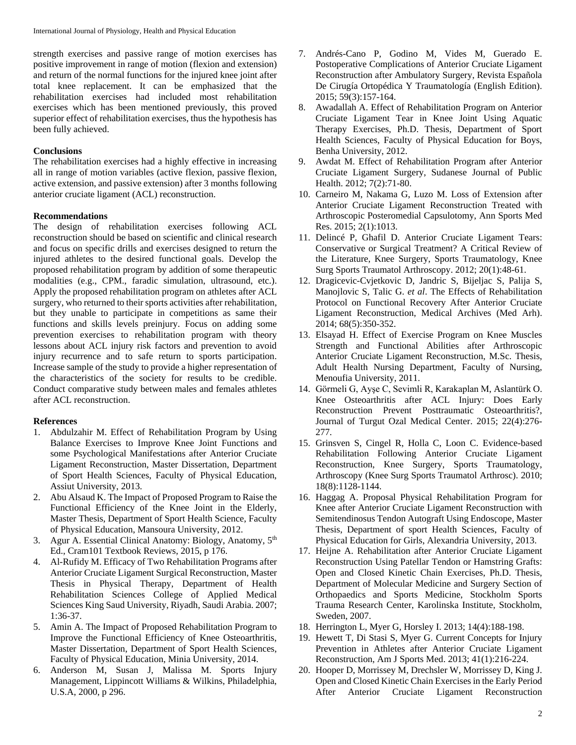strength exercises and passive range of motion exercises has positive improvement in range of motion (flexion and extension) and return of the normal functions for the injured knee joint after total knee replacement. It can be emphasized that the rehabilitation exercises had included most rehabilitation exercises which has been mentioned previously, this proved superior effect of rehabilitation exercises, thus the hypothesis has been fully achieved.

## Conclusions

The rehabilitation exercises had a highly effective in increasing all in range of motion variables (active flexion, passive flexion, active extension, and passive extension) after 3 months following anterior cruciate ligament (ACL) reconstruction.

## Recommendations

The design of rehabilitation exercises following ACL reconstruction should be based on scientific and clinical research and focus on specific drills and exercises designed to return the injured athletes to the desired functional goals. Develop the proposed rehabilitation program by addition of some therapeutic modalities (e.g., CPM., faradic simulation, ultrasound, etc.). Apply the proposed rehabilitation program on athletes after ACL surgery, who returned to their sports activities after rehabilitation, but they unable to participate in competitions as same their functions and skills levels preinjury. Focus on adding some prevention exercises to rehabilitation program with theory lessons about ACL injury risk factors and prevention to avoid injury recurrence and to safe return to sports participation. Increase sample of the study to provide a higher representation of the characteristics of the society for results to be credible. Conduct comparative study between males and females athletes after ACL reconstruction.

## References

1. Abdulzahir M. Effect of Rehabilitation Program by Using Balance Exercises to Improve Knee Joint Functions and some Psychological Manifestations after Anterior Cruciate Ligament Reconstruction, Master Dissertation, Department of Sport Health Sciences, Faculty of Physical Education, Assiut University, 2013.
2. Abu Alsaud K. The Impact of Proposed Program to Raise the Functional Efficiency of the Knee Joint in the Elderly, Master Thesis, Department of Sport Health Science, Faculty of Physical Education, Mansoura University, 2012.
3. Agur A. Essential Clinical Anatomy: Biology, Anatomy, 5th Ed., Cram101 Textbook Reviews, 2015, p 176.
4. Al-Rufidy M. Efficacy of Two Rehabilitation Programs after Anterior Cruciate Ligament Surgical Reconstruction, Master Thesis in Physical Therapy, Department of Health Rehabilitation Sciences College of Applied Medical Sciences King Saud University, Riyadh, Saudi Arabia. 2007; 1:36-37.
5. Amin A. The Impact of Proposed Rehabilitation Program to Improve the Functional Efficiency of Knee Osteoarthritis, Master Dissertation, Department of Sport Health Sciences, Faculty of Physical Education, Minia University, 2014.
6. Anderson M, Susan J, Malissa M. Sports Injury Management, Lippincott Williams & Wilkins, Philadelphia, U.S.A, 2000, p 296.
7. Andrés-Cano P, Godino M, Vides M, Guerado E. Postoperative Complications of Anterior Cruciate Ligament Reconstruction after Ambulatory Surgery, Revista Española De Cirugía Ortopédica Y Traumatología (English Edition). 2015; 59(3):157-164.
8. Awadallah A. Effect of Rehabilitation Program on Anterior Cruciate Ligament Tear in Knee Joint Using Aquatic Therapy Exercises, Ph.D. Thesis, Department of Sport Health Sciences, Faculty of Physical Education for Boys, Benha University, 2012.
9. Awdat M. Effect of Rehabilitation Program after Anterior Cruciate Ligament Surgery, Sudanese Journal of Public Health. 2012; 7(2):71-80.
10. Carneiro M, Nakama G, Luzo M. Loss of Extension after Anterior Cruciate Ligament Reconstruction Treated with Arthroscopic Posteromedial Capsulotomy, Ann Sports Med Res. 2015; 2(1):1013.
11. Delincé P, Ghafil D. Anterior Cruciate Ligament Tears: Conservative or Surgical Treatment? A Critical Review of the Literature, Knee Surgery, Sports Traumatology, Knee Surg Sports Traumatol Arthroscopy. 2012; 20(1):48-61.
12. Dragicevic-Cvjetkovic D, Jandric S, Bijeljac S, Palija S, Manojlovic S, Talic G. *et al*. The Effects of Rehabilitation Protocol on Functional Recovery After Anterior Cruciate Ligament Reconstruction, Medical Archives (Med Arh). 2014; 68(5):350-352.
13. Elsayad H. Effect of Exercise Program on Knee Muscles Strength and Functional Abilities after Arthroscopic Anterior Cruciate Ligament Reconstruction, M.Sc. Thesis, Adult Health Nursing Department, Faculty of Nursing, Menoufia University, 2011.
14. Görmeli G, Ayşe C, Sevimli R, Karakaplan M, Aslantürk O. Knee Osteoarthritis after ACL Injury: Does Early Reconstruction Prevent Posttraumatic Osteoarthritis?, Journal of Turgut Ozal Medical Center. 2015; 22(4):276-277.
15. Grinsven S, Cingel R, Holla C, Loon C. Evidence-based Rehabilitation Following Anterior Cruciate Ligament Reconstruction, Knee Surgery, Sports Traumatology, Arthroscopy (Knee Surg Sports Traumatol Arthrosc). 2010; 18(8):1128-1144.
16. Haggag A. Proposal Physical Rehabilitation Program for Knee after Anterior Cruciate Ligament Reconstruction with Semitendinosus Tendon Autograft Using Endoscope, Master Thesis, Department of sport Health Sciences, Faculty of Physical Education for Girls, Alexandria University, 2013.
17. Heijne A. Rehabilitation after Anterior Cruciate Ligament Reconstruction Using Patellar Tendon or Hamstring Grafts: Open and Closed Kinetic Chain Exercises, Ph.D. Thesis, Department of Molecular Medicine and Surgery Section of Orthopaedics and Sports Medicine, Stockholm Sports Trauma Research Center, Karolinska Institute, Stockholm, Sweden, 2007.
18. Herrington L, Myer G, Horsley I. 2013; 14(4):188-198.
19. Hewett T, Di Stasi S, Myer G. Current Concepts for Injury Prevention in Athletes after Anterior Cruciate Ligament Reconstruction, Am J Sports Med. 2013; 41(1):216-224.
20. Hooper D, Morrissey M, Drechsler W, Morrissey D, King J. Open and Closed Kinetic Chain Exercises in the Early Period After Anterior Cruciate Ligament Reconstruction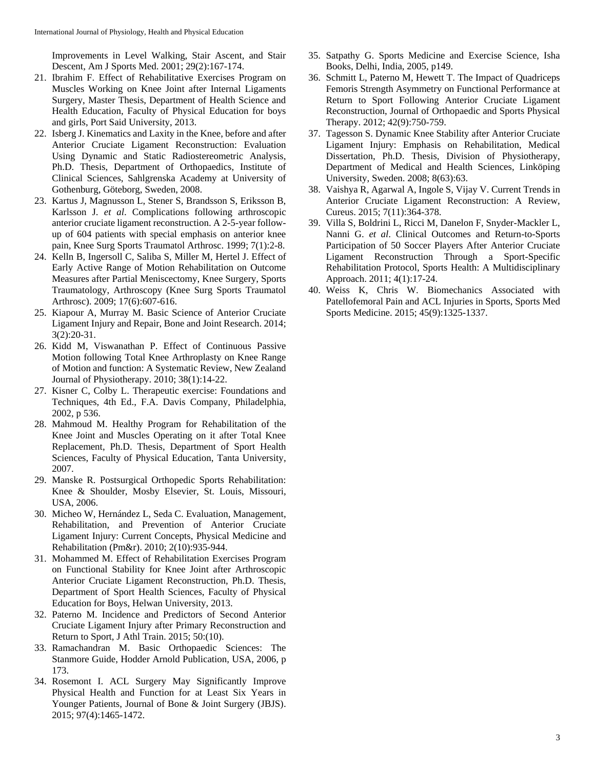Improvements in Level Walking, Stair Ascent, and Stair Descent, Am J Sports Med. 2001; 29(2):167-174.

21. Ibrahim F. Effect of Rehabilitative Exercises Program on Muscles Working on Knee Joint after Internal Ligaments Surgery, Master Thesis, Department of Health Science and Health Education, Faculty of Physical Education for boys and girls, Port Said University, 2013.
22. Isberg J. Kinematics and Laxity in the Knee, before and after Anterior Cruciate Ligament Reconstruction: Evaluation Using Dynamic and Static Radiostereometric Analysis, Ph.D. Thesis, Department of Orthopaedics, Institute of Clinical Sciences, Sahlgrenska Academy at University of Gothenburg, Göteborg, Sweden, 2008.
23. Kartus J, Magnusson L, Stener S, Brandsson S, Eriksson B, Karlsson J. *et al*. Complications following arthroscopic anterior cruciate ligament reconstruction. A 2-5-year follow-up of 604 patients with special emphasis on anterior knee pain, Knee Surg Sports Traumatol Arthrosc. 1999; 7(1):2-8.
24. Kelln B, Ingersoll C, Saliba S, Miller M, Hertel J. Effect of Early Active Range of Motion Rehabilitation on Outcome Measures after Partial Meniscectomy, Knee Surgery, Sports Traumatology, Arthroscopy (Knee Surg Sports Traumatol Arthrosc). 2009; 17(6):607-616.
25. Kiapour A, Murray M. Basic Science of Anterior Cruciate Ligament Injury and Repair, Bone and Joint Research. 2014; 3(2):20-31.
26. Kidd M, Viswanathan P. Effect of Continuous Passive Motion following Total Knee Arthroplasty on Knee Range of Motion and function: A Systematic Review, New Zealand Journal of Physiotherapy. 2010; 38(1):14-22.
27. Kisner C, Colby L. Therapeutic exercise: Foundations and Techniques, 4th Ed., F.A. Davis Company, Philadelphia, 2002, p 536.
28. Mahmoud M. Healthy Program for Rehabilitation of the Knee Joint and Muscles Operating on it after Total Knee Replacement, Ph.D. Thesis, Department of Sport Health Sciences, Faculty of Physical Education, Tanta University, 2007.
29. Manske R. Postsurgical Orthopedic Sports Rehabilitation: Knee & Shoulder, Mosby Elsevier, St. Louis, Missouri, USA, 2006.
30. Micheo W, Hernández L, Seda C. Evaluation, Management, Rehabilitation, and Prevention of Anterior Cruciate Ligament Injury: Current Concepts, Physical Medicine and Rehabilitation (Pm&r). 2010; 2(10):935-944.
31. Mohammed M. Effect of Rehabilitation Exercises Program on Functional Stability for Knee Joint after Arthroscopic Anterior Cruciate Ligament Reconstruction, Ph.D. Thesis, Department of Sport Health Sciences, Faculty of Physical Education for Boys, Helwan University, 2013.
32. Paterno M. Incidence and Predictors of Second Anterior Cruciate Ligament Injury after Primary Reconstruction and Return to Sport, J Athl Train. 2015; 50:(10).
33. Ramachandran M. Basic Orthopaedic Sciences: The Stanmore Guide, Hodder Arnold Publication, USA, 2006, p 173.
34. Rosemont I. ACL Surgery May Significantly Improve Physical Health and Function for at Least Six Years in Younger Patients, Journal of Bone & Joint Surgery (JBJS). 2015; 97(4):1465-1472.
35. Satpathy G. Sports Medicine and Exercise Science, Isha Books, Delhi, India, 2005, p149.
36. Schmitt L, Paterno M, Hewett T. The Impact of Quadriceps Femoris Strength Asymmetry on Functional Performance at Return to Sport Following Anterior Cruciate Ligament Reconstruction, Journal of Orthopaedic and Sports Physical Therapy. 2012; 42(9):750-759.
37. Tagesson S. Dynamic Knee Stability after Anterior Cruciate Ligament Injury: Emphasis on Rehabilitation, Medical Dissertation, Ph.D. Thesis, Division of Physiotherapy, Department of Medical and Health Sciences, Linköping University, Sweden. 2008; 8(63):63.
38. Vaishya R, Agarwal A, Ingole S, Vijay V. Current Trends in Anterior Cruciate Ligament Reconstruction: A Review, Cureus. 2015; 7(11):364-378.
39. Villa S, Boldrini L, Ricci M, Danelon F, Snyder-Mackler L, Nanni G. *et al*. Clinical Outcomes and Return-to-Sports Participation of 50 Soccer Players After Anterior Cruciate Ligament Reconstruction Through a Sport-Specific Rehabilitation Protocol, Sports Health: A Multidisciplinary Approach. 2011; 4(1):17-24.
40. Weiss K, Chris W. Biomechanics Associated with Patellofemoral Pain and ACL Injuries in Sports, Sports Med Sports Medicine. 2015; 45(9):1325-1337.